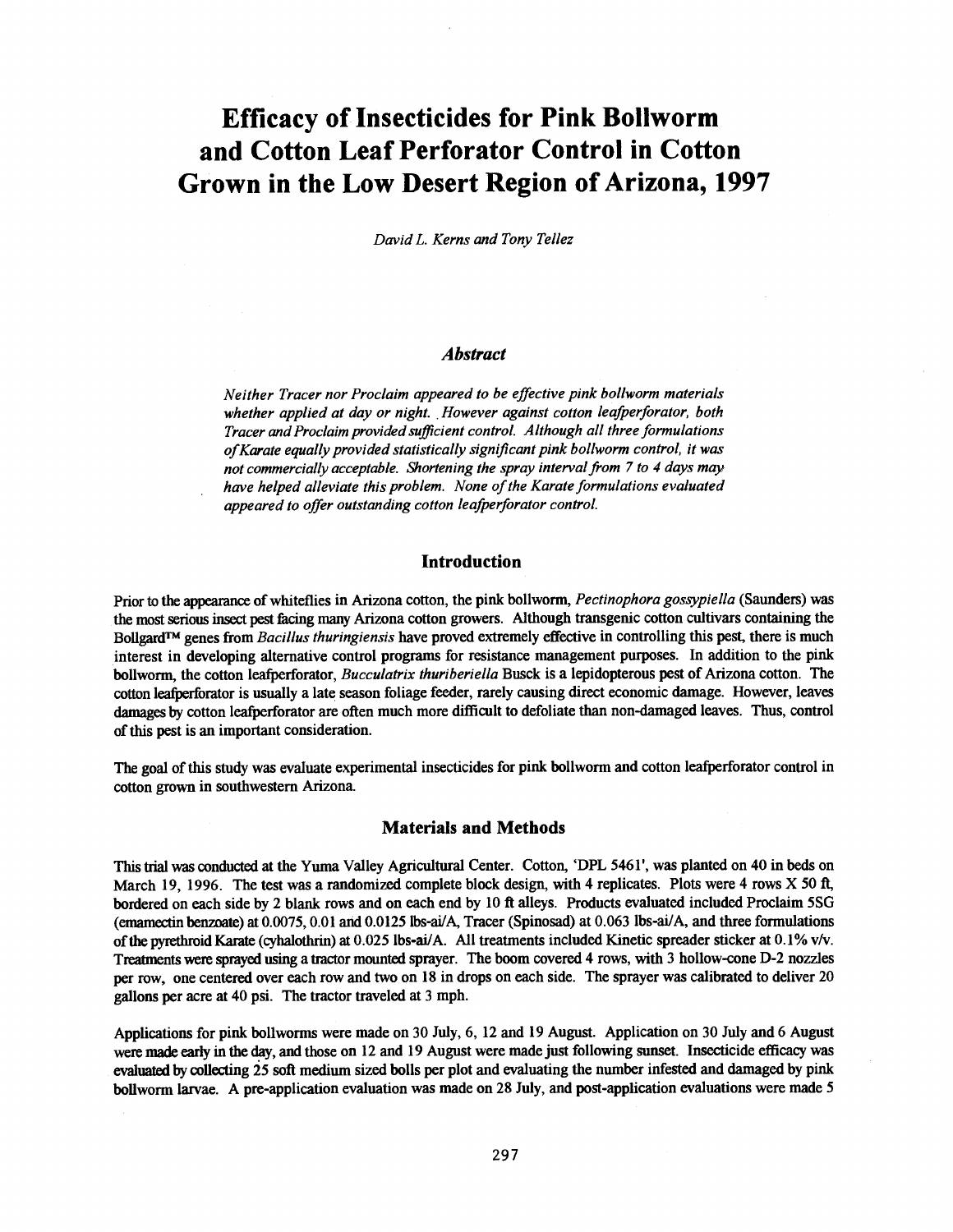# Efficacy of Insecticides for Pink Bollworm and Cotton Leaf Perforator Control in Cotton Grown in the Low Desert Region of Arizona, 1997

*David L. Kerns and Tony Tellez*

## *Abstract*

*Neither Tracer nor Proclaim appeared to be effective pink bollworm materials whether applied at day or night. However against cotton leafperforator, both Tracer and Proclaim provided sufficient control. Although all three formulations of Karate equally provided statistically significant pink bollworm control, it was not commercially acceptable. Shortening the spray interval from 7 to 4 days may have helped alleviate this problem. None of the Karate formulations evaluated appeared to offer outstanding cotton leafperforator control.*

## Introduction

Prior to the appearance of whiteflies in Arizona cotton, the pink bollworm, *Pectinophora gossypiella* (Saunders) was the most serious insect pest facing many Arizona cotton growers. Although transgenic cotton cultivars containing the Bollgard™ genes from *Bacillus thuringiensis* have proved extremely effective in controlling this pest, there is much interest in developing alternative control programs for resistance management purposes. In addition to the pink bollworm, the cotton leafperforator, *Bucculatrix thuriberiella* Busck is a lepidopterous pest of Arizona cotton. The cotton leafperforator is usually a late season foliage feeder, rarely causing direct economic damage. However, leaves damages by cotton leafperforator are often much more difficult to defoliate than non-damaged leaves. Thus, control of this pest is an important consideration.

The goal of this study was evaluate experimental insecticides for pink bollworm and cotton leafperforator control in cotton grown in southwestern Arizona.

## Materials and Methods

This trial was conducted at the Yuma Valley Agricultural Center. Cotton, 'DPL 5461', was planted on 40 in beds on March 19, 1996. The test was a randomized complete block design, with 4 replicates. Plots were 4 rows X 50 ft, bordered on each side by 2 blank rows and on each end by 10 ft alleys. Products evaluated included Proclaim 5SG (emamectin benzoate) at 0.0075, 0.01 and 0.0125 lbs-ai/A, Tracer (Spinosad) at 0.063 lbs-ai/A, and three formulations of the pyrethroid Karate (cyhalothrin) at 0.025 lbs-ai/A. All treatments included Kinetic spreader sticker at 0.1% v/v. Treatments were sprayed using a tractor mounted sprayer. The boom covered 4 rows, with 3 hollow-cone D-2 nozzles per row, one centered over each row and two on 18 in drops on each side. The sprayer was calibrated to deliver 20 gallons per acre at 40 psi. The tractor traveled at 3 mph.

Applications for pink bollworms were made on 30 July, 6, 12 and 19 August. Application on 30 July and 6 August were made early in the day, and those on 12 and 19 August were made just following sunset. Insecticide efficacy was evaluated by collecting 25 soft medium sized bolls per plot and evaluating the number infested and damaged by pink bollworm larvae. A pre-application evaluation was made on 28 July, and post-application evaluations were made 5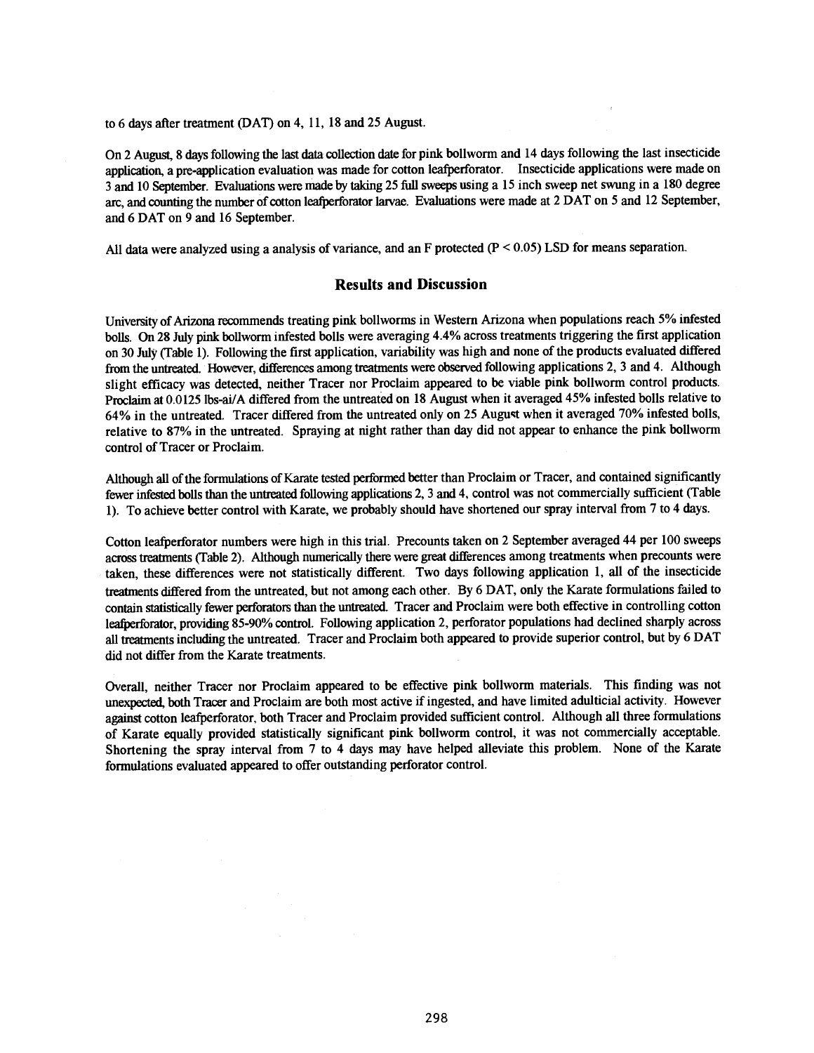to 6 days after treatment (DAT) on 4, 11, 18 and 25 August.

On 2 August, 8 days following the last data collection date for pink bollworm and 14 days following the last insecticide application, a pre-application evaluation was made for cotton leafperforator. Insecticide applications were made on 3 and 10 September. Evaluations were made by taking 25 full sweeps using a 15 inch sweep net swung in a 180 degree arc, and counting the number of cotton leafperforator larvae. Evaluations were made at 2 DAT on 5 and 12 September, and 6 DAT on 9 and 16 September.

All data were analyzed using a analysis of variance, and an F protected ($P < 0.05$) LSD for means separation.

## Results and Discussion

University of Arizona recommends treating pink bollworms in Western Arizona when populations reach 5% infested bolls. On 28 July pink bollworm infested bolls were averaging 4.4% across treatments triggering the first application on 30 July (Table 1). Following the first application, variability was high and none of the products evaluated differed from the untreated. However, differences among treatments were observed following applications 2, 3 and 4. Although slight efficacy was detected, neither Tracer nor Proclaim appeared to be viable pink bollworm control products. Proclaim at 0.0125 lbs-ai/A differed from the untreated on 18 August when it averaged 45% infested bolls relative to 64% in the untreated. Tracer differed from the untreated only on 25 August when it averaged 70% infested bolls, relative to 87% in the untreated. Spraying at night rather than day did not appear to enhance the pink bollworm control of Tracer or Proclaim.

Although all of the formulations of Karate tested performed better than Proclaim or Tracer, and contained significantly fewer infested bolls than the untreated following applications 2, 3 and 4, control was not commercially sufficient (Table 1). To achieve better control with Karate, we probably should have shortened our spray interval from 7 to 4 days.

Cotton leafperforator numbers were high in this trial. Precounts taken on 2 September averaged 44 per 100 sweeps across treatments (Table 2). Although numerically there were great differences among treatments when precounts were taken, these differences were not statistically different. Two days following application 1, all of the insecticide treatments differed from the untreated, but not among each other. By 6 DAT, only the Karate formulations failed to contain statistically fewer perforators than the untreated. Tracer and Proclaim were both effective in controlling cotton leafperforator, providing 85-90% control. Following application 2, perforator populations had declined sharply across all treatments including the untreated. Tracer and Proclaim both appeared to provide superior control, but by 6 DAT did not differ from the Karate treatments.

Overall, neither Tracer nor Proclaim appeared to be effective pink bollworm materials. This finding was not unexpected, both Tracer and Proclaim are both most active if ingested, and have limited adulticial activity. However against cotton leafperforator, both Tracer and Proclaim provided sufficient control. Although all three formulations of Karate equally provided statistically significant pink bollworm control, it was not commercially acceptable. Shortening the spray interval from 7 to 4 days may have helped alleviate this problem. None of the Karate formulations evaluated appeared to offer outstanding perforator control.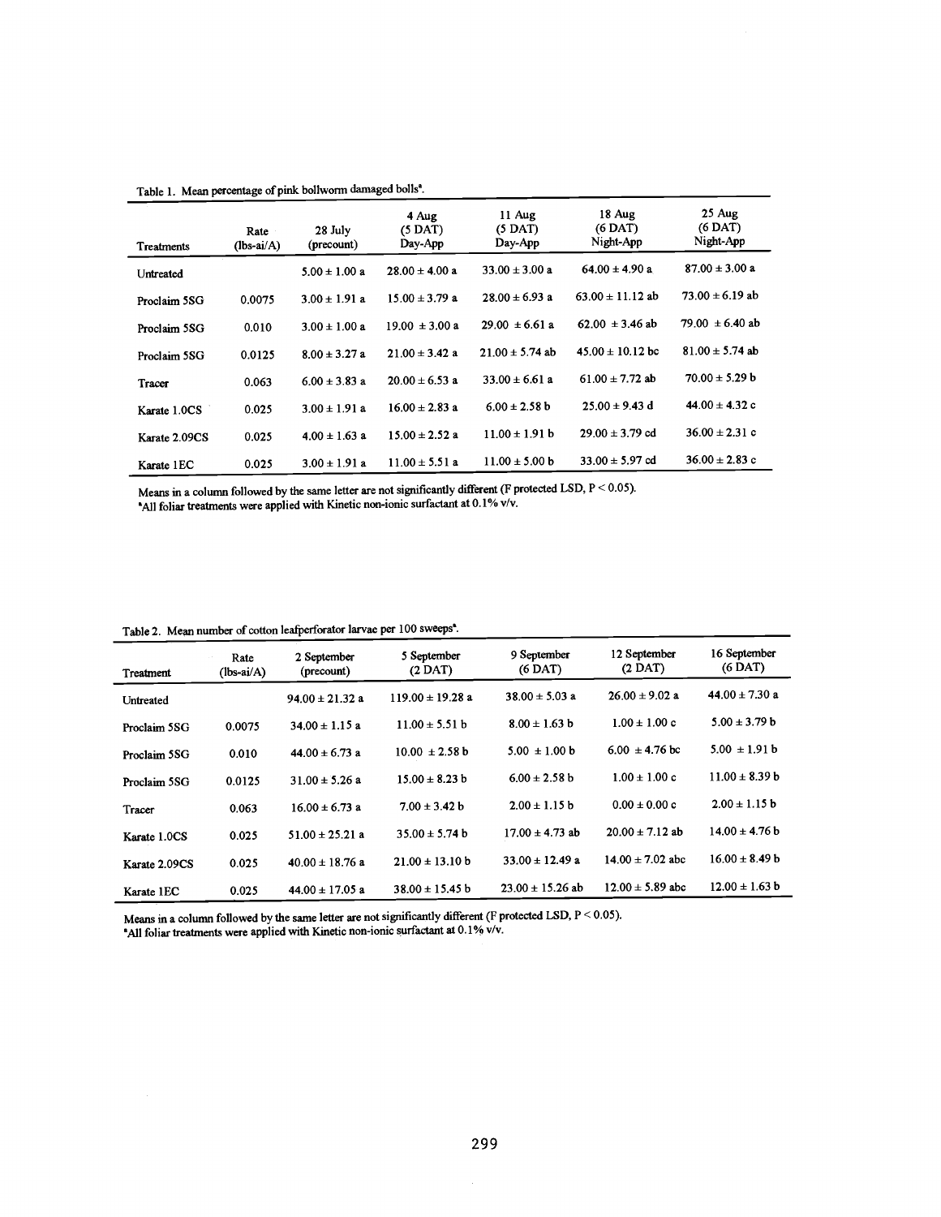Table 1. Mean percentage of pink bollworm damaged bolls[a].

| Treatments | Rate (lbs-ai/A) | 28 July (precount) | 4 Aug (5 DAT) Day-App | 11 Aug (5 DAT) Day-App | 18 Aug (6 DAT) Night-App | 25 Aug (6 DAT) Night-App |
|---|---|---|---|---|---|---|
| Untreated | | 5.00 ± 1.00 a | 28.00 ± 4.00 a | 33.00 ± 3.00 a | 64.00 ± 4.90 a | 87.00 ± 3.00 a |
| Proclaim 5SG | 0.0075 | 3.00 ± 1.91 a | 15.00 ± 3.79 a | 28.00 ± 6.93 a | 63.00 ± 11.12 ab | 73.00 ± 6.19 ab |
| Proclaim 5SG | 0.010 | 3.00 ± 1.00 a | 19.00 ± 3.00 a | 29.00 ± 6.61 a | 62.00 ± 3.46 ab | 79.00 ± 6.40 ab |
| Proclaim 5SG | 0.0125 | 8.00 ± 3.27 a | 21.00 ± 3.42 a | 21.00 ± 5.74 ab | 45.00 ± 10.12 bc | 81.00 ± 5.74 ab |
| Tracer | 0.063 | 6.00 ± 3.83 a | 20.00 ± 6.53 a | 33.00 ± 6.61 a | 61.00 ± 7.72 ab | 70.00 ± 5.29 b |
| Karate 1.0CS | 0.025 | 3.00 ± 1.91 a | 16.00 ± 2.83 a | 6.00 ± 2.58 b | 25.00 ± 9.43 d | 44.00 ± 4.32 c |
| Karate 2.09CS | 0.025 | 4.00 ± 1.63 a | 15.00 ± 2.52 a | 11.00 ± 1.91 b | 29.00 ± 3.79 cd | 36.00 ± 2.31 c |
| Karate 1EC | 0.025 | 3.00 ± 1.91 a | 11.00 ± 5.51 a | 11.00 ± 5.00 b | 33.00 ± 5.97 cd | 36.00 ± 2.83 c |

Means in a column followed by the same letter are not significantly different (F protected LSD, $P < 0.05$).
[a]All foliar treatments were applied with Kinetic non-ionic surfactant at 0.1% v/v.

Table 2. Mean number of cotton leafperforator larvae per 100 sweeps[a].

| Treatment | Rate (lbs-ai/A) | 2 September (precount) | 5 September (2 DAT) | 9 September (6 DAT) | 12 September (2 DAT) | 16 September (6 DAT) |
|---|---|---|---|---|---|---|
| Untreated | | 94.00 ± 21.32 a | 119.00 ± 19.28 a | 38.00 ± 5.03 a | 26.00 ± 9.02 a | 44.00 ± 7.30 a |
| Proclaim 5SG | 0.0075 | 34.00 ± 1.15 a | 11.00 ± 5.51 b | 8.00 ± 1.63 b | 1.00 ± 1.00 c | 5.00 ± 3.79 b |
| Proclaim 5SG | 0.010 | 44.00 ± 6.73 a | 10.00 ± 2.58 b | 5.00 ± 1.00 b | 6.00 ± 4.76 bc | 5.00 ± 1.91 b |
| Proclaim 5SG | 0.0125 | 31.00 ± 5.26 a | 15.00 ± 8.23 b | 6.00 ± 2.58 b | 1.00 ± 1.00 c | 11.00 ± 8.39 b |
| Tracer | 0.063 | 16.00 ± 6.73 a | 7.00 ± 3.42 b | 2.00 ± 1.15 b | 0.00 ± 0.00 c | 2.00 ± 1.15 b |
| Karate 1.0CS | 0.025 | 51.00 ± 25.21 a | 35.00 ± 5.74 b | 17.00 ± 4.73 ab | 20.00 ± 7.12 ab | 14.00 ± 4.76 b |
| Karate 2.09CS | 0.025 | 40.00 ± 18.76 a | 21.00 ± 13.10 b | 33.00 ± 12.49 a | 14.00 ± 7.02 abc | 16.00 ± 8.49 b |
| Karate 1EC | 0.025 | 44.00 ± 17.05 a | 38.00 ± 15.45 b | 23.00 ± 15.26 ab | 12.00 ± 5.89 abc | 12.00 ± 1.63 b |

Means in a column followed by the same letter are not significantly different (F protected LSD, $P < 0.05$).
[a]All foliar treatments were applied with Kinetic non-ionic surfactant at 0.1% v/v.